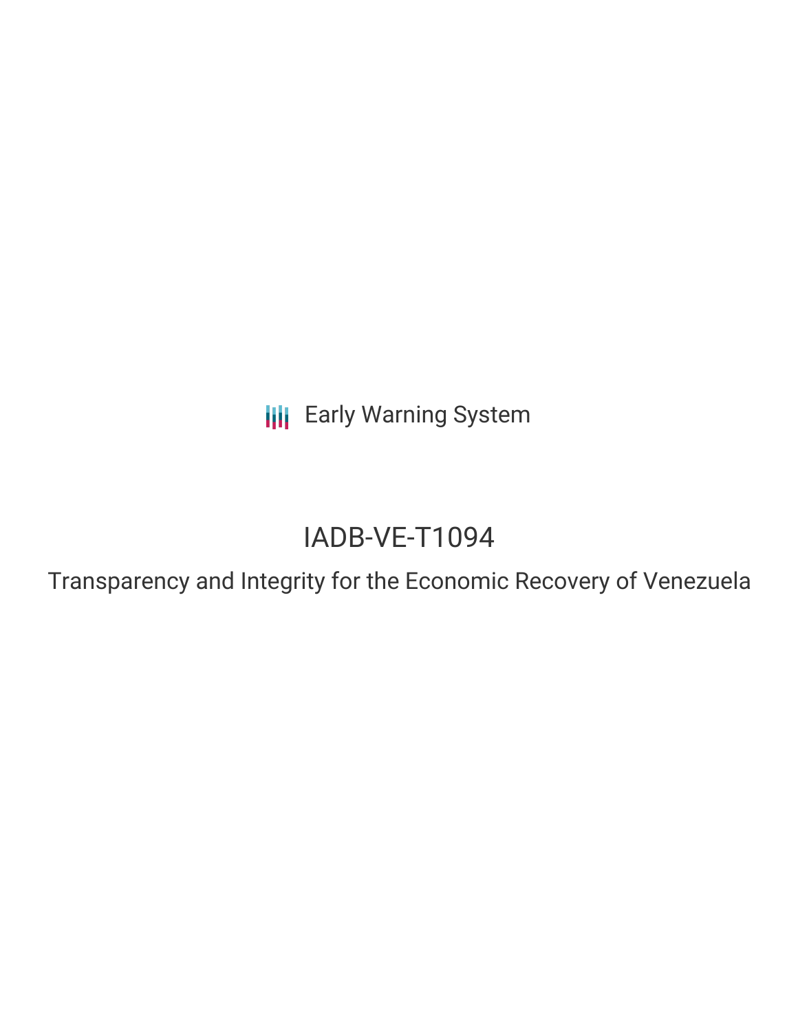Early Warning System

# IADB-VE-T1094

## Transparency and Integrity for the Economic Recovery of Venezuela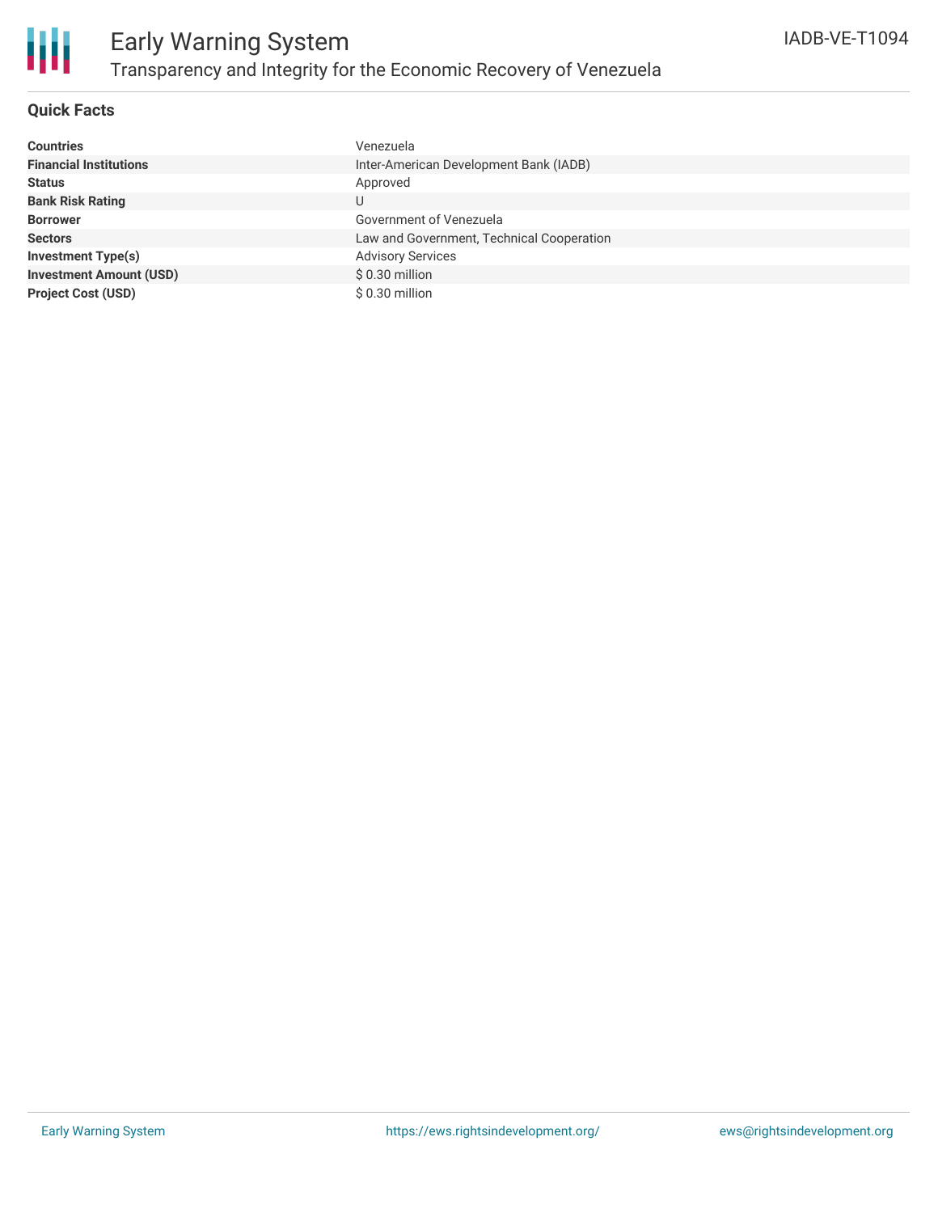## Quick Facts

| | |
|---|---|
| **Countries** | Venezuela |
| **Financial Institutions** | Inter-American Development Bank (IADB) |
| **Status** | Approved |
| **Bank Risk Rating** | U |
| **Borrower** | Government of Venezuela |
| **Sectors** | Law and Government, Technical Cooperation |
| **Investment Type(s)** | Advisory Services |
| **Investment Amount (USD)** | $ 0.30 million |
| **Project Cost (USD)** | $ 0.30 million |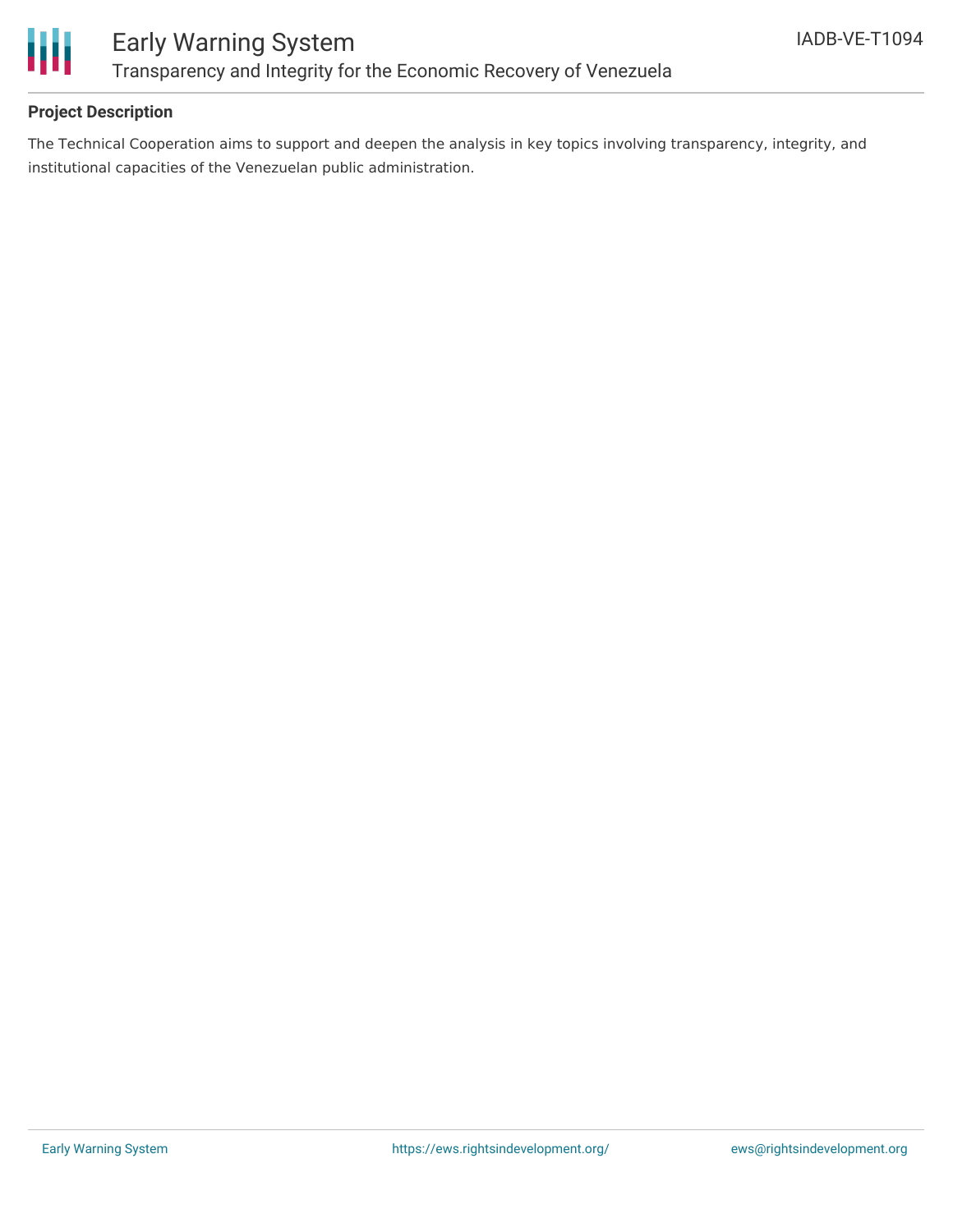## Project Description

The Technical Cooperation aims to support and deepen the analysis in key topics involving transparency, integrity, and institutional capacities of the Venezuelan public administration.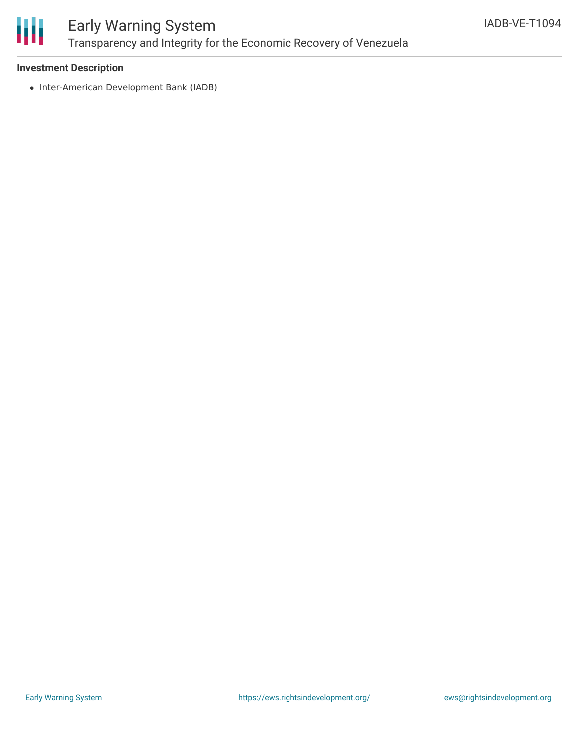### Investment Description

- Inter-American Development Bank (IADB)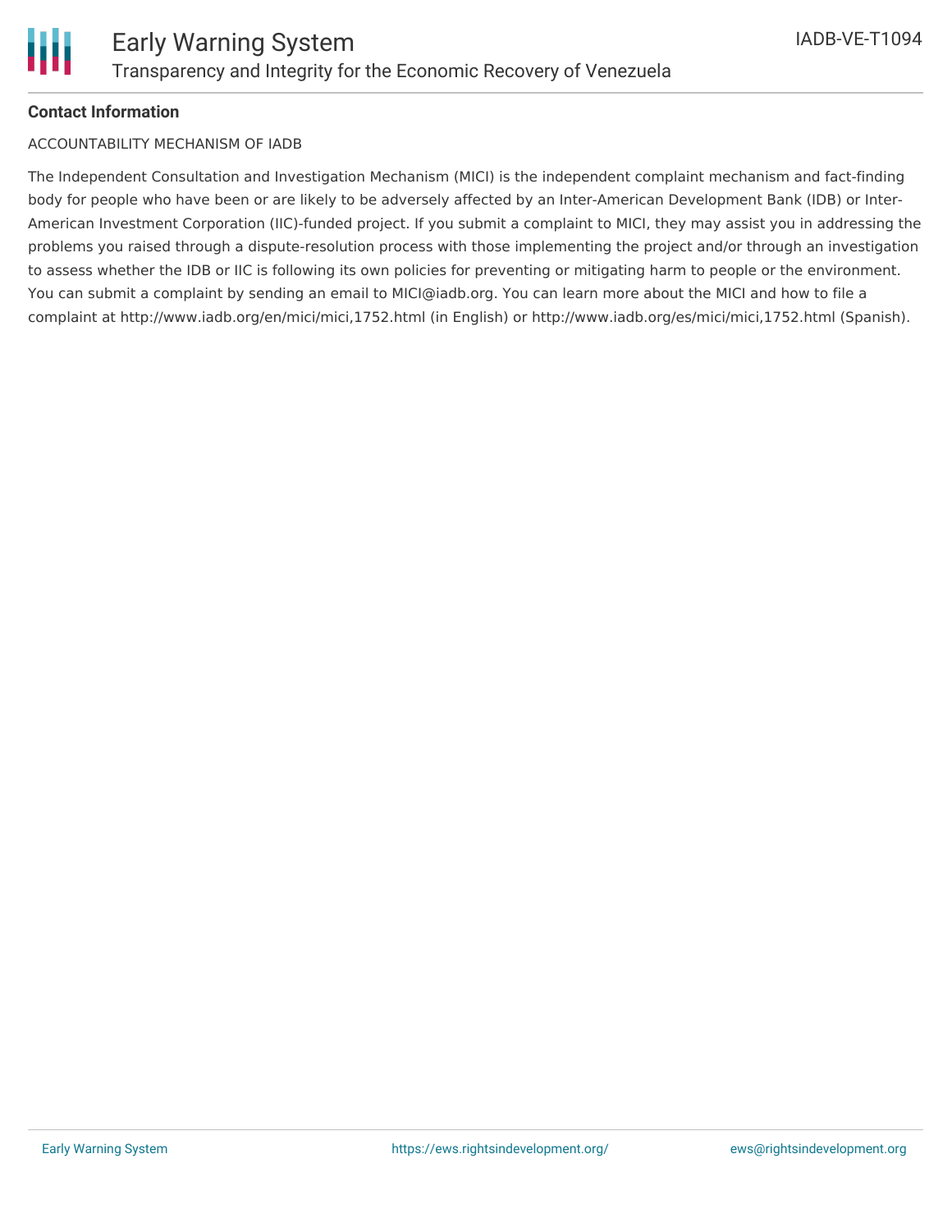**Contact Information**

ACCOUNTABILITY MECHANISM OF IADB

The Independent Consultation and Investigation Mechanism (MICI) is the independent complaint mechanism and fact-finding body for people who have been or are likely to be adversely affected by an Inter-American Development Bank (IDB) or Inter-American Investment Corporation (IIC)-funded project. If you submit a complaint to MICI, they may assist you in addressing the problems you raised through a dispute-resolution process with those implementing the project and/or through an investigation to assess whether the IDB or IIC is following its own policies for preventing or mitigating harm to people or the environment. You can submit a complaint by sending an email to MICI@iadb.org. You can learn more about the MICI and how to file a complaint at http://www.iadb.org/en/mici/mici,1752.html (in English) or http://www.iadb.org/es/mici/mici,1752.html (Spanish).